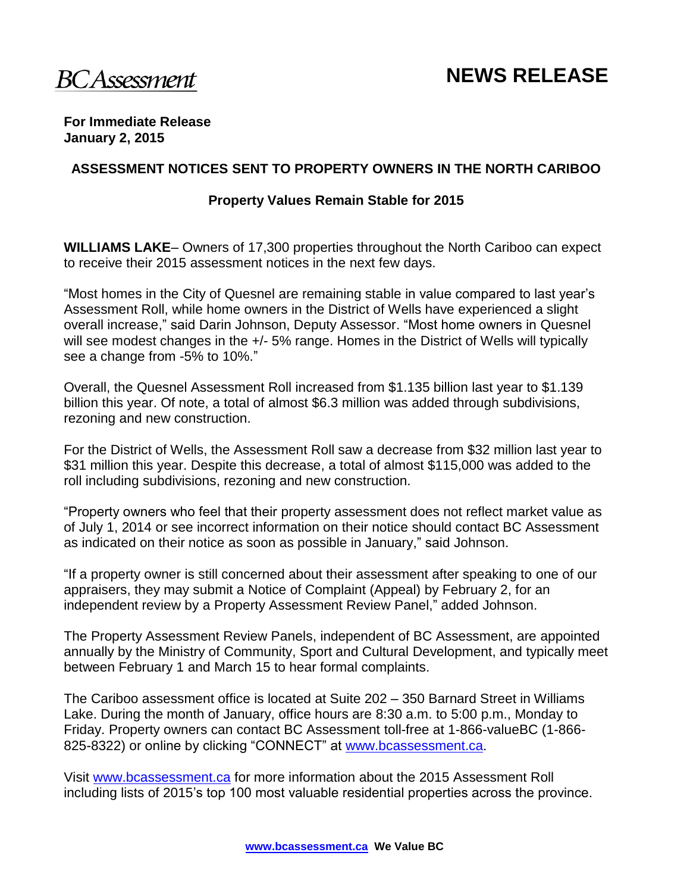BCAssessment

# NEWS RELEASE

**For Immediate Release**
**January 2, 2015**

## ASSESSMENT NOTICES SENT TO PROPERTY OWNERS IN THE NORTH CARIBOO

### Property Values Remain Stable for 2015

**WILLIAMS LAKE**– Owners of 17,300 properties throughout the North Cariboo can expect to receive their 2015 assessment notices in the next few days.

"Most homes in the City of Quesnel are remaining stable in value compared to last year's Assessment Roll, while home owners in the District of Wells have experienced a slight overall increase," said Darin Johnson, Deputy Assessor. "Most home owners in Quesnel will see modest changes in the +/- 5% range. Homes in the District of Wells will typically see a change from -5% to 10%."

Overall, the Quesnel Assessment Roll increased from $1.135 billion last year to $1.139 billion this year. Of note, a total of almost $6.3 million was added through subdivisions, rezoning and new construction.

For the District of Wells, the Assessment Roll saw a decrease from $32 million last year to $31 million this year. Despite this decrease, a total of almost $115,000 was added to the roll including subdivisions, rezoning and new construction.

"Property owners who feel that their property assessment does not reflect market value as of July 1, 2014 or see incorrect information on their notice should contact BC Assessment as indicated on their notice as soon as possible in January," said Johnson.

"If a property owner is still concerned about their assessment after speaking to one of our appraisers, they may submit a Notice of Complaint (Appeal) by February 2, for an independent review by a Property Assessment Review Panel," added Johnson.

The Property Assessment Review Panels, independent of BC Assessment, are appointed annually by the Ministry of Community, Sport and Cultural Development, and typically meet between February 1 and March 15 to hear formal complaints.

The Cariboo assessment office is located at Suite 202 – 350 Barnard Street in Williams Lake. During the month of January, office hours are 8:30 a.m. to 5:00 p.m., Monday to Friday. Property owners can contact BC Assessment toll-free at 1-866-valueBC (1-866-825-8322) or online by clicking "CONNECT" at www.bcassessment.ca.

Visit www.bcassessment.ca for more information about the 2015 Assessment Roll including lists of 2015's top 100 most valuable residential properties across the province.

**www.bcassessment.ca We Value BC**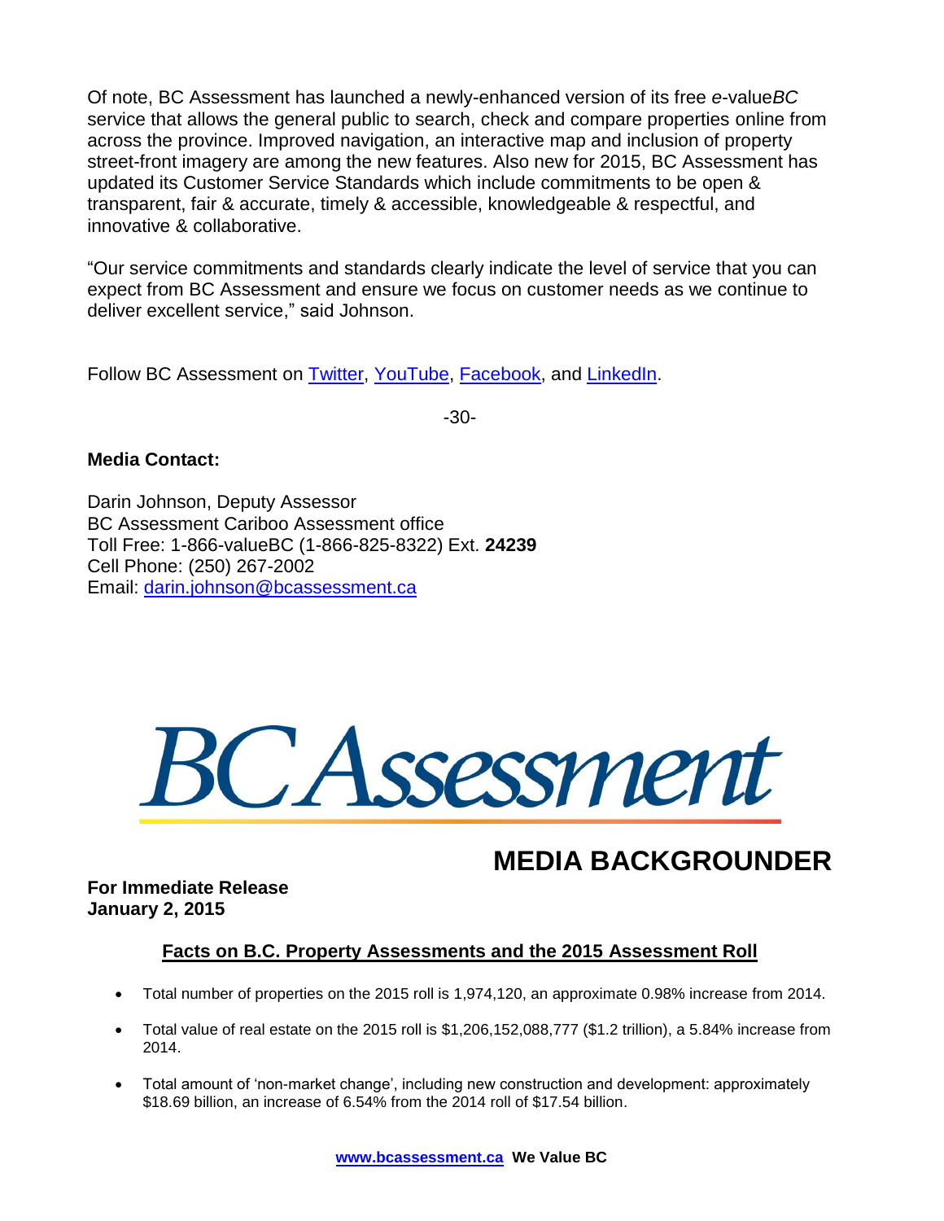Of note, BC Assessment has launched a newly-enhanced version of its free *e*-value*BC* service that allows the general public to search, check and compare properties online from across the province. Improved navigation, an interactive map and inclusion of property street-front imagery are among the new features. Also new for 2015, BC Assessment has updated its Customer Service Standards which include commitments to be open & transparent, fair & accurate, timely & accessible, knowledgeable & respectful, and innovative & collaborative.

"Our service commitments and standards clearly indicate the level of service that you can expect from BC Assessment and ensure we focus on customer needs as we continue to deliver excellent service," said Johnson.

Follow BC Assessment on Twitter, YouTube, Facebook, and LinkedIn.

-30-

**Media Contact:**

Darin Johnson, Deputy Assessor
BC Assessment Cariboo Assessment office
Toll Free: 1-866-valueBC (1-866-825-8322) Ext. **24239**
Cell Phone: (250) 267-2002
Email: darin.johnson@bcassessment.ca

BC Assessment

# MEDIA BACKGROUNDER

**For Immediate Release**
**January 2, 2015**

## Facts on B.C. Property Assessments and the 2015 Assessment Roll

- Total number of properties on the 2015 roll is 1,974,120, an approximate 0.98% increase from 2014.
- Total value of real estate on the 2015 roll is $1,206,152,088,777 ($1.2 trillion), a 5.84% increase from 2014.
- Total amount of 'non-market change', including new construction and development: approximately $18.69 billion, an increase of 6.54% from the 2014 roll of $17.54 billion.

**www.bcassessment.ca We Value BC**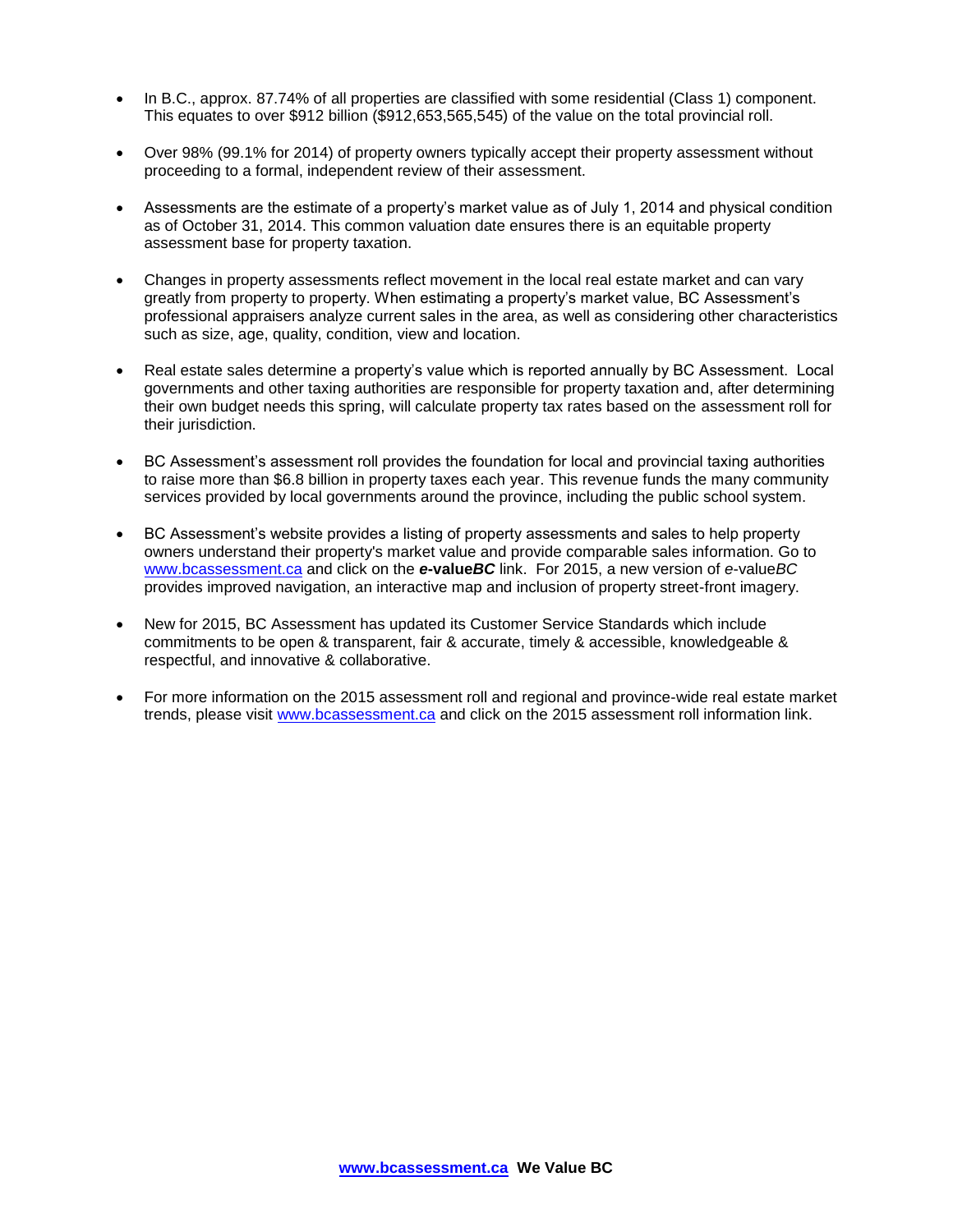- In B.C., approx. 87.74% of all properties are classified with some residential (Class 1) component. This equates to over $912 billion ($912,653,565,545) of the value on the total provincial roll.

- Over 98% (99.1% for 2014) of property owners typically accept their property assessment without proceeding to a formal, independent review of their assessment.

- Assessments are the estimate of a property's market value as of July 1, 2014 and physical condition as of October 31, 2014. This common valuation date ensures there is an equitable property assessment base for property taxation.

- Changes in property assessments reflect movement in the local real estate market and can vary greatly from property to property. When estimating a property's market value, BC Assessment's professional appraisers analyze current sales in the area, as well as considering other characteristics such as size, age, quality, condition, view and location.

- Real estate sales determine a property's value which is reported annually by BC Assessment. Local governments and other taxing authorities are responsible for property taxation and, after determining their own budget needs this spring, will calculate property tax rates based on the assessment roll for their jurisdiction.

- BC Assessment's assessment roll provides the foundation for local and provincial taxing authorities to raise more than $6.8 billion in property taxes each year. This revenue funds the many community services provided by local governments around the province, including the public school system.

- BC Assessment's website provides a listing of property assessments and sales to help property owners understand their property's market value and provide comparable sales information. Go to [www.bcassessment.ca](http://www.bcassessment.ca) and click on the ***e*-value*BC*** link. For 2015, a new version of *e*-value*BC* provides improved navigation, an interactive map and inclusion of property street-front imagery.

- New for 2015, BC Assessment has updated its Customer Service Standards which include commitments to be open & transparent, fair & accurate, timely & accessible, knowledgeable & respectful, and innovative & collaborative.

- For more information on the 2015 assessment roll and regional and province-wide real estate market trends, please visit [www.bcassessment.ca](http://www.bcassessment.ca) and click on the 2015 assessment roll information link.